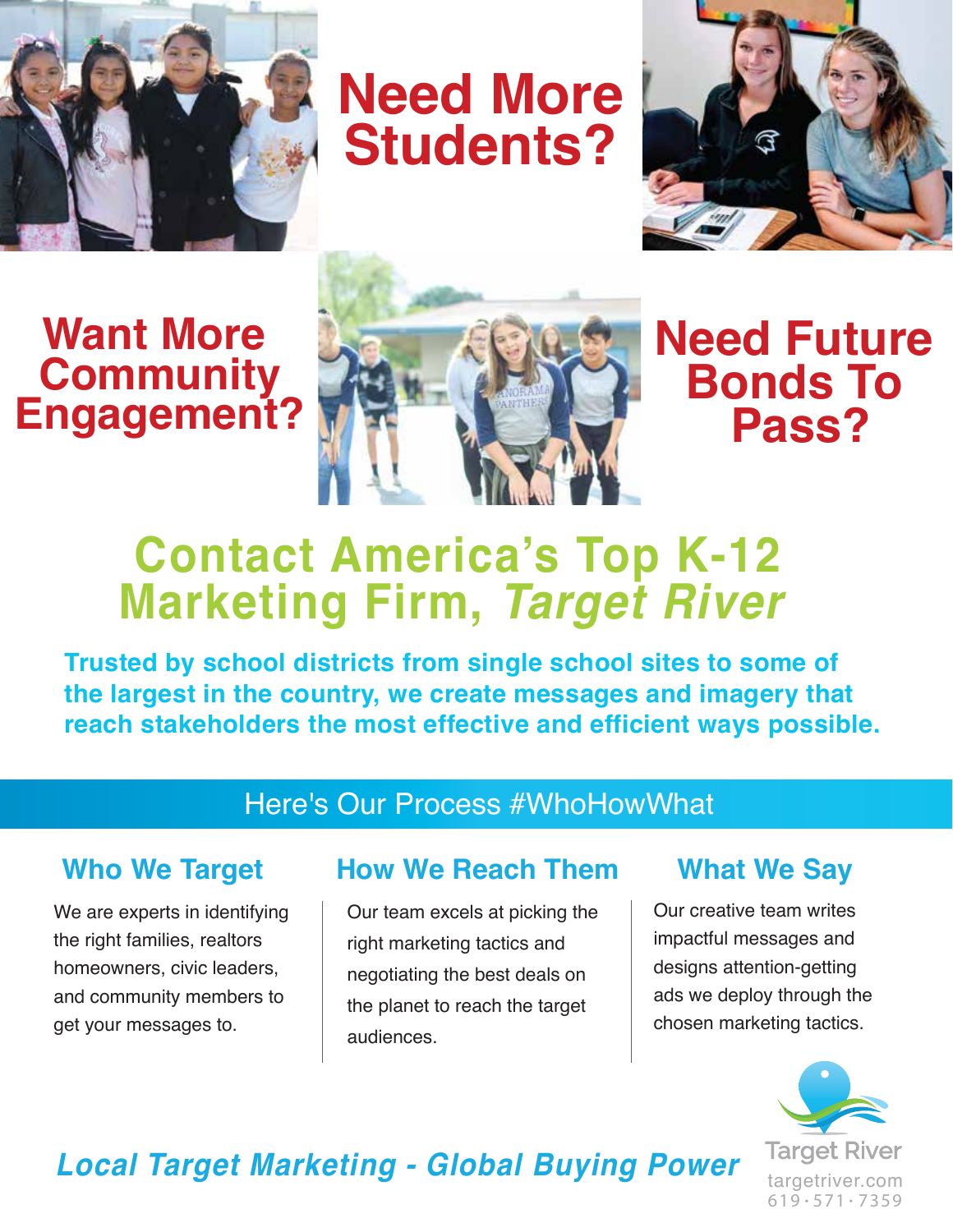# Need More Students?

# Want More Community Engagement?

# Need Future Bonds To Pass?

## Contact America's Top K-12 Marketing Firm, *Target River*

**Trusted by school districts from single school sites to some of the largest in the country, we create messages and imagery that reach stakeholders the most effective and efficient ways possible.**

## Here's Our Process #WhoHowWhat

### Who We Target

We are experts in identifying the right families, realtors homeowners, civic leaders, and community members to get your messages to.

### How We Reach Them

Our team excels at picking the right marketing tactics and negotiating the best deals on the planet to reach the target audiences.

### What We Say

Our creative team writes impactful messages and designs attention-getting ads we deploy through the chosen marketing tactics.

***Local Target Marketing - Global Buying Power***

Target River
targetriver.com
619 · 571 · 7359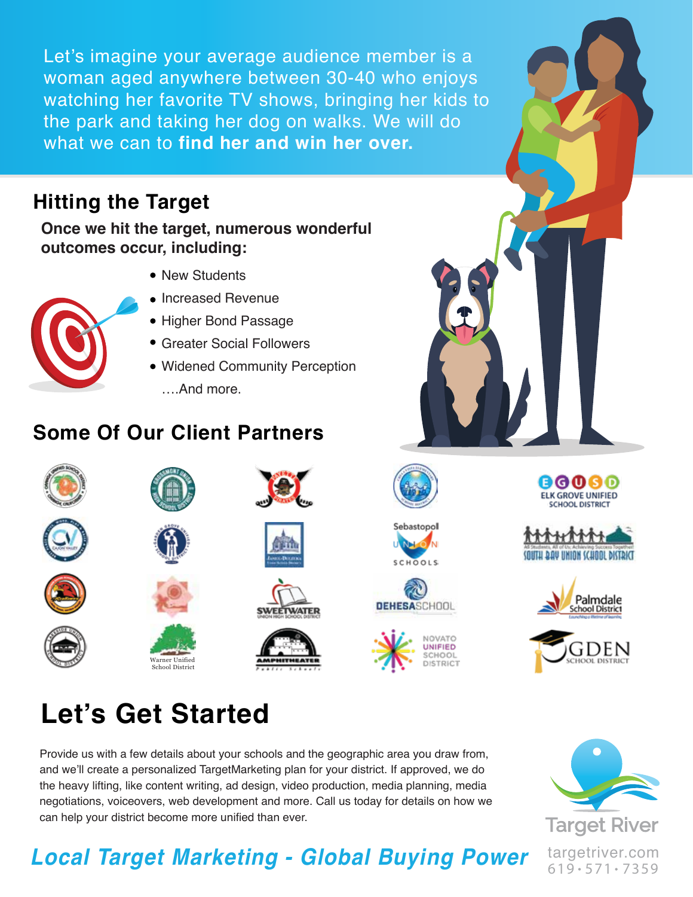Let's imagine your average audience member is a woman aged anywhere between 30-40 who enjoys watching her favorite TV shows, bringing her kids to the park and taking her dog on walks. We will do what we can to **find her and win her over.**

## Hitting the Target

**Once we hit the target, numerous wonderful outcomes occur, including:**

- New Students
- Increased Revenue
- Higher Bond Passage
- Greater Social Followers
- Widened Community Perception

….And more.

## Some Of Our Client Partners

ELK GROVE UNIFIED SCHOOL DISTRICT

Sebastopol UNION SCHOOLS

SOUTH BAY UNION SCHOOL DISTRICT

SWEETWATER UNION HIGH SCHOOL DISTRICT

DEHESA SCHOOL

Palmdale School District

Warner Unified School District

AMPHITHEATER Public Schools

NOVATO UNIFIED SCHOOL DISTRICT

OGDEN SCHOOL DISTRICT

# Let's Get Started

Provide us with a few details about your schools and the geographic area you draw from, and we'll create a personalized TargetMarketing plan for your district. If approved, we do the heavy lifting, like content writing, ad design, video production, media planning, media negotiations, voiceovers, web development and more. Call us today for details on how we can help your district become more unified than ever.

Target River

***Local Target Marketing - Global Buying Power***

targetriver.com
619•571•7359